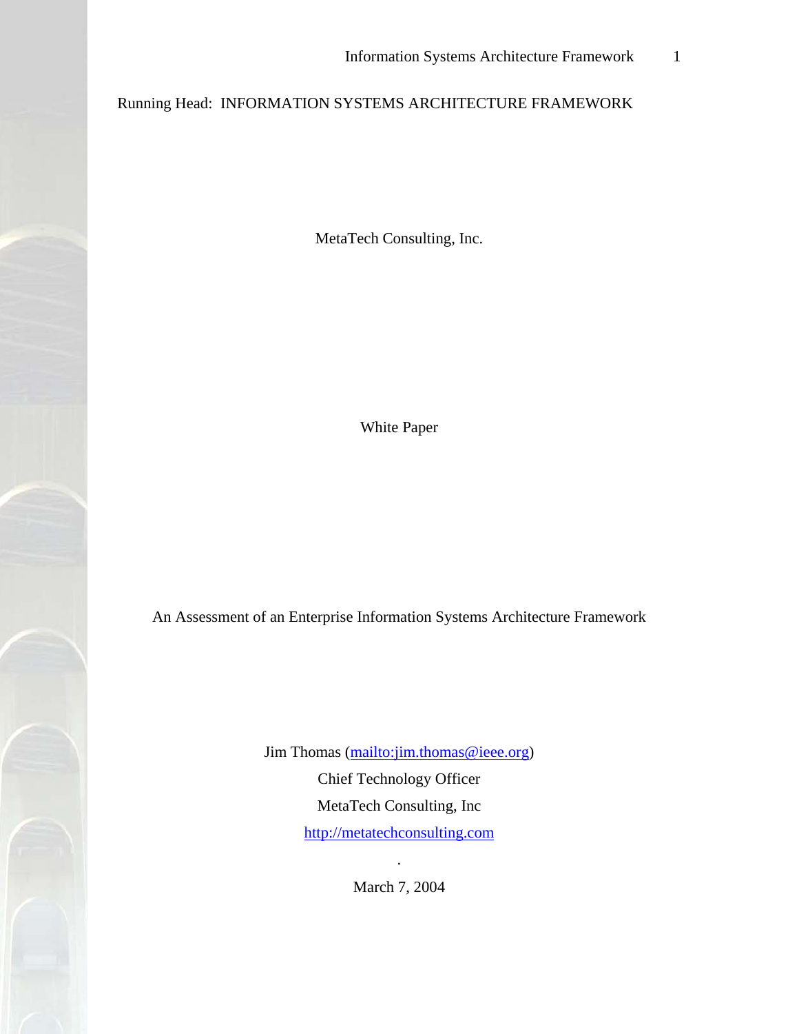Running Head: INFORMATION SYSTEMS ARCHITECTURE FRAMEWORK

MetaTech Consulting, Inc.

White Paper

# An Assessment of an Enterprise Information Systems Architecture Framework

Jim Thomas (mailto:jim.thomas@ieee.org)

Chief Technology Officer

MetaTech Consulting, Inc

http://metatechconsulting.com

.

March 7, 2004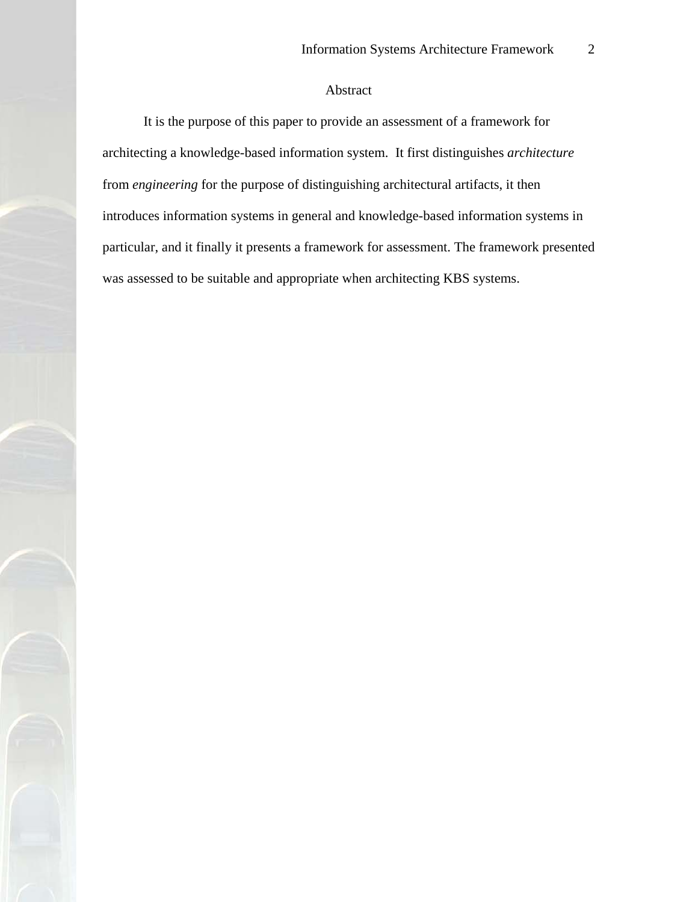# Abstract

It is the purpose of this paper to provide an assessment of a framework for architecting a knowledge-based information system. It first distinguishes *architecture* from *engineering* for the purpose of distinguishing architectural artifacts, it then introduces information systems in general and knowledge-based information systems in particular, and it finally it presents a framework for assessment. The framework presented was assessed to be suitable and appropriate when architecting KBS systems.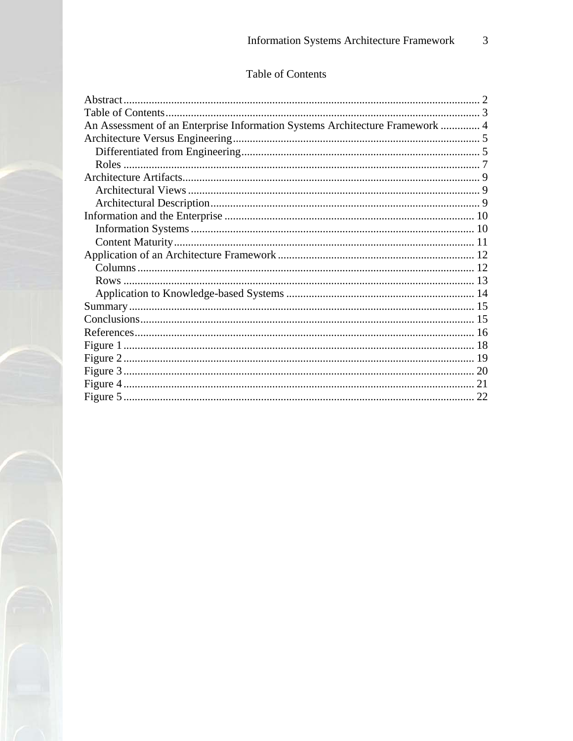# Table of Contents

Abstract ........ 2
Table of Contents ........ 3
An Assessment of an Enterprise Information Systems Architecture Framework ........ 4
Architecture Versus Engineering ........ 5
  Differentiated from Engineering ........ 5
  Roles ........ 7
Architecture Artifacts ........ 9
  Architectural Views ........ 9
  Architectural Description ........ 9
Information and the Enterprise ........ 10
  Information Systems ........ 10
  Content Maturity ........ 11
Application of an Architecture Framework ........ 12
  Columns ........ 12
  Rows ........ 13
  Application to Knowledge-based Systems ........ 14
Summary ........ 15
Conclusions ........ 15
References ........ 16
Figure 1 ........ 18
Figure 2 ........ 19
Figure 3 ........ 20
Figure 4 ........ 21
Figure 5 ........ 22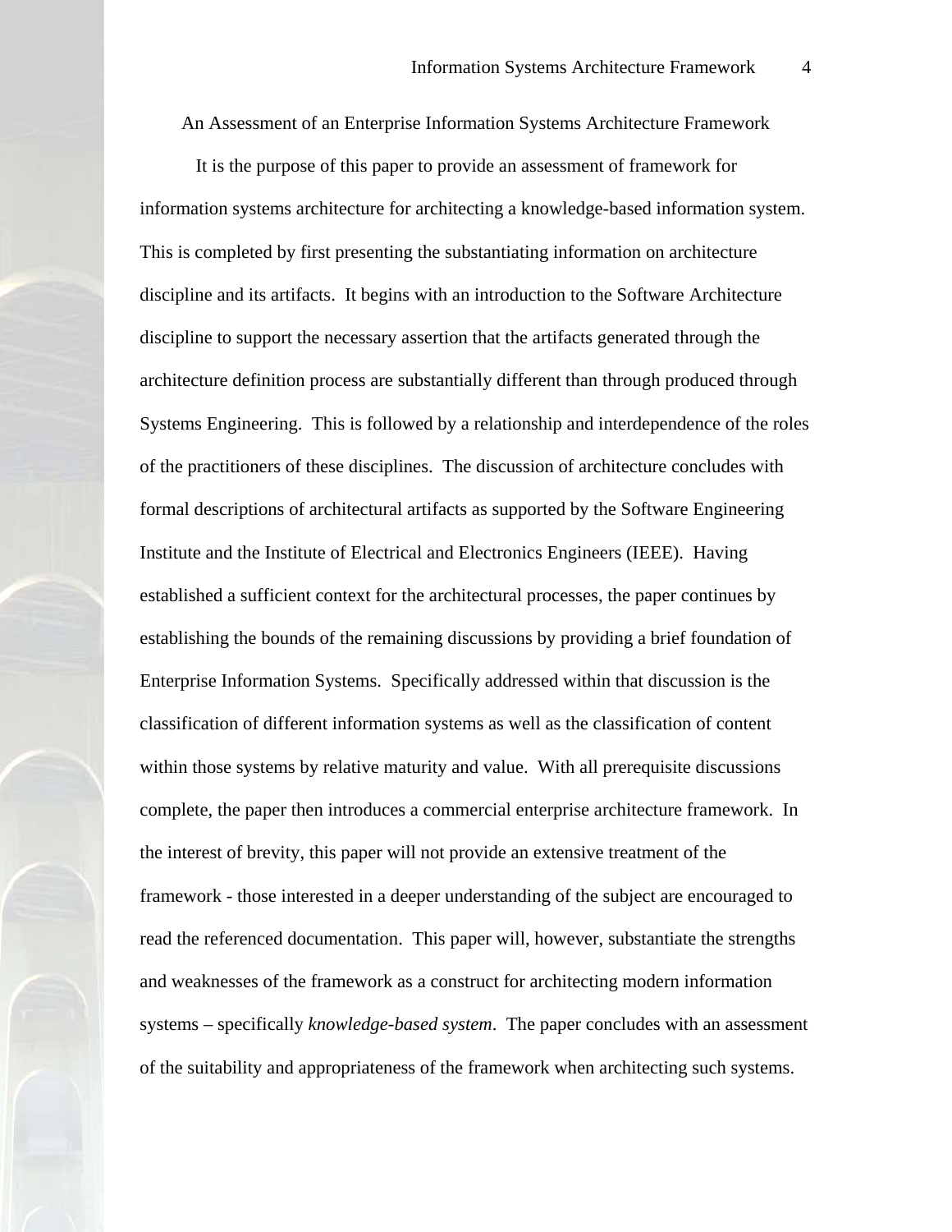# An Assessment of an Enterprise Information Systems Architecture Framework

It is the purpose of this paper to provide an assessment of framework for information systems architecture for architecting a knowledge-based information system. This is completed by first presenting the substantiating information on architecture discipline and its artifacts. It begins with an introduction to the Software Architecture discipline to support the necessary assertion that the artifacts generated through the architecture definition process are substantially different than through produced through Systems Engineering. This is followed by a relationship and interdependence of the roles of the practitioners of these disciplines. The discussion of architecture concludes with formal descriptions of architectural artifacts as supported by the Software Engineering Institute and the Institute of Electrical and Electronics Engineers (IEEE). Having established a sufficient context for the architectural processes, the paper continues by establishing the bounds of the remaining discussions by providing a brief foundation of Enterprise Information Systems. Specifically addressed within that discussion is the classification of different information systems as well as the classification of content within those systems by relative maturity and value. With all prerequisite discussions complete, the paper then introduces a commercial enterprise architecture framework. In the interest of brevity, this paper will not provide an extensive treatment of the framework - those interested in a deeper understanding of the subject are encouraged to read the referenced documentation. This paper will, however, substantiate the strengths and weaknesses of the framework as a construct for architecting modern information systems – specifically *knowledge-based system*. The paper concludes with an assessment of the suitability and appropriateness of the framework when architecting such systems.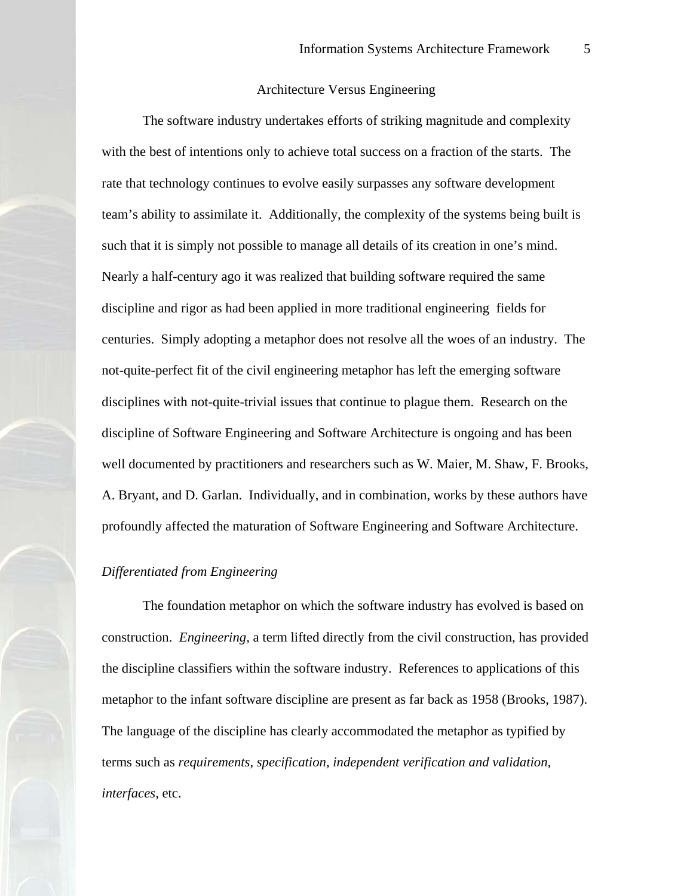## Architecture Versus Engineering

The software industry undertakes efforts of striking magnitude and complexity with the best of intentions only to achieve total success on a fraction of the starts. The rate that technology continues to evolve easily surpasses any software development team's ability to assimilate it. Additionally, the complexity of the systems being built is such that it is simply not possible to manage all details of its creation in one's mind. Nearly a half-century ago it was realized that building software required the same discipline and rigor as had been applied in more traditional engineering fields for centuries. Simply adopting a metaphor does not resolve all the woes of an industry. The not-quite-perfect fit of the civil engineering metaphor has left the emerging software disciplines with not-quite-trivial issues that continue to plague them. Research on the discipline of Software Engineering and Software Architecture is ongoing and has been well documented by practitioners and researchers such as W. Maier, M. Shaw, F. Brooks, A. Bryant, and D. Garlan. Individually, and in combination, works by these authors have profoundly affected the maturation of Software Engineering and Software Architecture.

### *Differentiated from Engineering*

The foundation metaphor on which the software industry has evolved is based on construction. *Engineering,* a term lifted directly from the civil construction, has provided the discipline classifiers within the software industry. References to applications of this metaphor to the infant software discipline are present as far back as 1958 (Brooks, 1987). The language of the discipline has clearly accommodated the metaphor as typified by terms such as *requirements, specification, independent verification and validation, interfaces,* etc.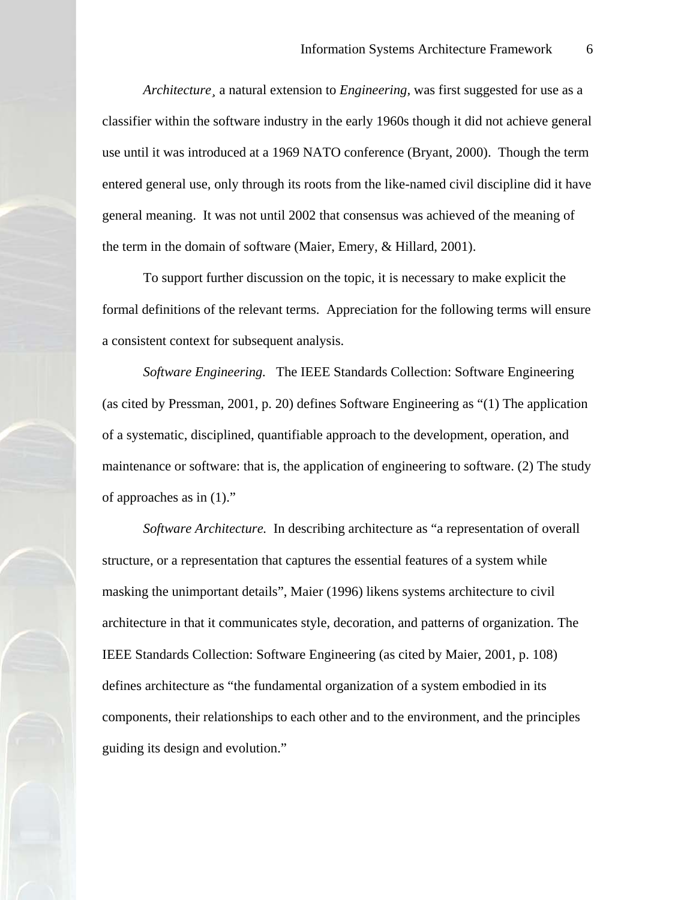*Architecture*¸ a natural extension to *Engineering*, was first suggested for use as a classifier within the software industry in the early 1960s though it did not achieve general use until it was introduced at a 1969 NATO conference (Bryant, 2000). Though the term entered general use, only through its roots from the like-named civil discipline did it have general meaning. It was not until 2002 that consensus was achieved of the meaning of the term in the domain of software (Maier, Emery, & Hillard, 2001).

To support further discussion on the topic, it is necessary to make explicit the formal definitions of the relevant terms. Appreciation for the following terms will ensure a consistent context for subsequent analysis.

*Software Engineering.* The IEEE Standards Collection: Software Engineering (as cited by Pressman, 2001, p. 20) defines Software Engineering as "(1) The application of a systematic, disciplined, quantifiable approach to the development, operation, and maintenance or software: that is, the application of engineering to software. (2) The study of approaches as in (1)."

*Software Architecture.* In describing architecture as "a representation of overall structure, or a representation that captures the essential features of a system while masking the unimportant details", Maier (1996) likens systems architecture to civil architecture in that it communicates style, decoration, and patterns of organization. The IEEE Standards Collection: Software Engineering (as cited by Maier, 2001, p. 108) defines architecture as "the fundamental organization of a system embodied in its components, their relationships to each other and to the environment, and the principles guiding its design and evolution."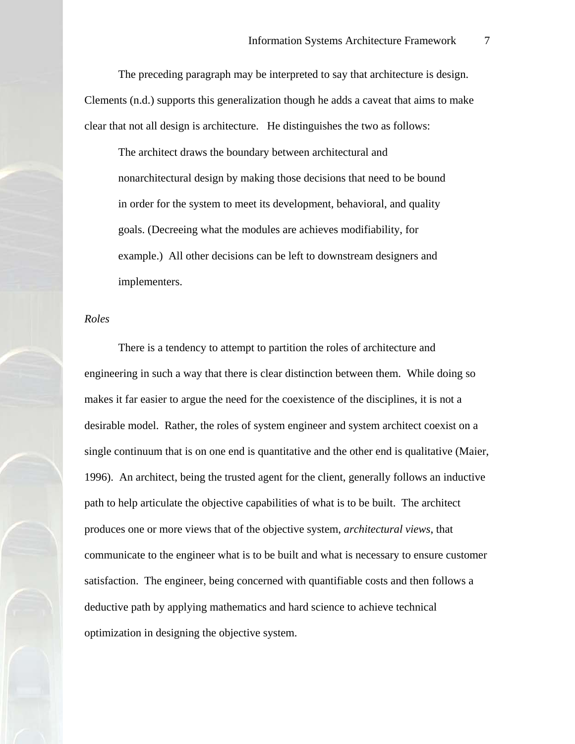The preceding paragraph may be interpreted to say that architecture is design. Clements (n.d.) supports this generalization though he adds a caveat that aims to make clear that not all design is architecture. He distinguishes the two as follows:

> The architect draws the boundary between architectural and nonarchitectural design by making those decisions that need to be bound in order for the system to meet its development, behavioral, and quality goals. (Decreeing what the modules are achieves modifiability, for example.) All other decisions can be left to downstream designers and implementers.

*Roles*

There is a tendency to attempt to partition the roles of architecture and engineering in such a way that there is clear distinction between them. While doing so makes it far easier to argue the need for the coexistence of the disciplines, it is not a desirable model. Rather, the roles of system engineer and system architect coexist on a single continuum that is on one end is quantitative and the other end is qualitative (Maier, 1996). An architect, being the trusted agent for the client, generally follows an inductive path to help articulate the objective capabilities of what is to be built. The architect produces one or more views that of the objective system, *architectural views*, that communicate to the engineer what is to be built and what is necessary to ensure customer satisfaction. The engineer, being concerned with quantifiable costs and then follows a deductive path by applying mathematics and hard science to achieve technical optimization in designing the objective system.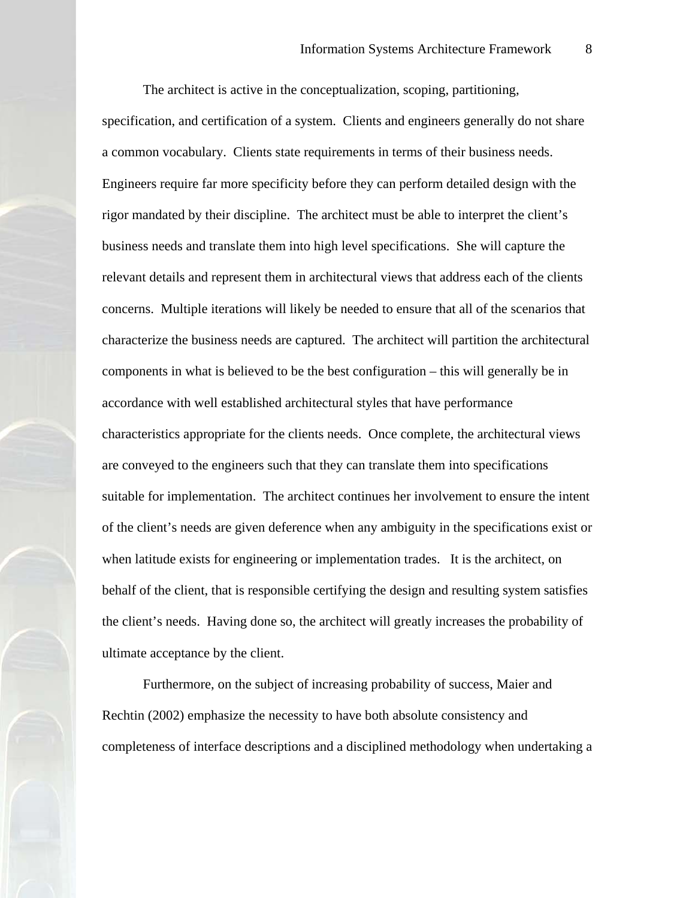The architect is active in the conceptualization, scoping, partitioning, specification, and certification of a system. Clients and engineers generally do not share a common vocabulary. Clients state requirements in terms of their business needs. Engineers require far more specificity before they can perform detailed design with the rigor mandated by their discipline. The architect must be able to interpret the client's business needs and translate them into high level specifications. She will capture the relevant details and represent them in architectural views that address each of the clients concerns. Multiple iterations will likely be needed to ensure that all of the scenarios that characterize the business needs are captured. The architect will partition the architectural components in what is believed to be the best configuration – this will generally be in accordance with well established architectural styles that have performance characteristics appropriate for the clients needs. Once complete, the architectural views are conveyed to the engineers such that they can translate them into specifications suitable for implementation. The architect continues her involvement to ensure the intent of the client's needs are given deference when any ambiguity in the specifications exist or when latitude exists for engineering or implementation trades. It is the architect, on behalf of the client, that is responsible certifying the design and resulting system satisfies the client's needs. Having done so, the architect will greatly increases the probability of ultimate acceptance by the client.

Furthermore, on the subject of increasing probability of success, Maier and Rechtin (2002) emphasize the necessity to have both absolute consistency and completeness of interface descriptions and a disciplined methodology when undertaking a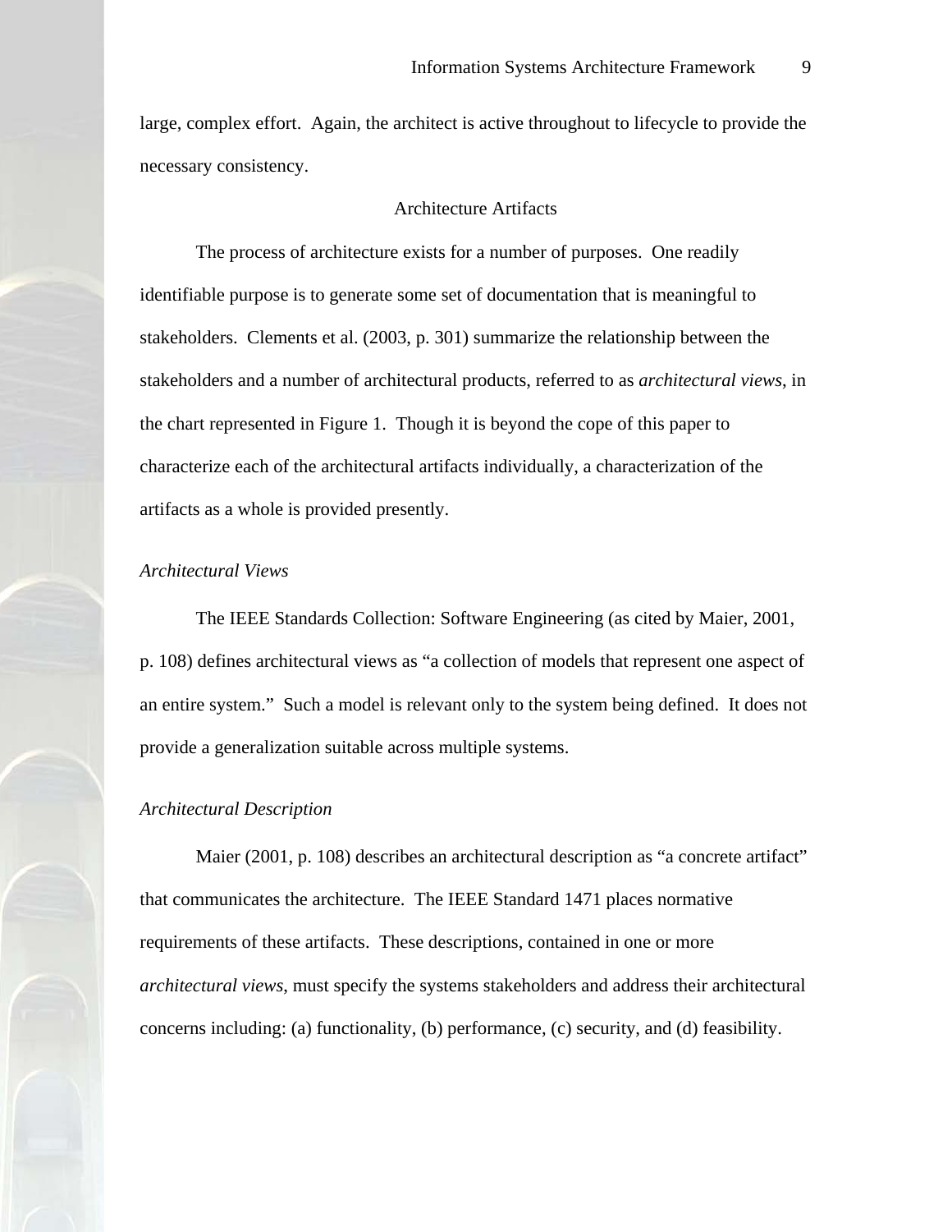large, complex effort. Again, the architect is active throughout to lifecycle to provide the necessary consistency.

## Architecture Artifacts

The process of architecture exists for a number of purposes. One readily identifiable purpose is to generate some set of documentation that is meaningful to stakeholders. Clements et al. (2003, p. 301) summarize the relationship between the stakeholders and a number of architectural products, referred to as *architectural views*, in the chart represented in Figure 1. Though it is beyond the cope of this paper to characterize each of the architectural artifacts individually, a characterization of the artifacts as a whole is provided presently.

### *Architectural Views*

The IEEE Standards Collection: Software Engineering (as cited by Maier, 2001, p. 108) defines architectural views as "a collection of models that represent one aspect of an entire system." Such a model is relevant only to the system being defined. It does not provide a generalization suitable across multiple systems.

### *Architectural Description*

Maier (2001, p. 108) describes an architectural description as "a concrete artifact" that communicates the architecture. The IEEE Standard 1471 places normative requirements of these artifacts. These descriptions, contained in one or more *architectural views*, must specify the systems stakeholders and address their architectural concerns including: (a) functionality, (b) performance, (c) security, and (d) feasibility.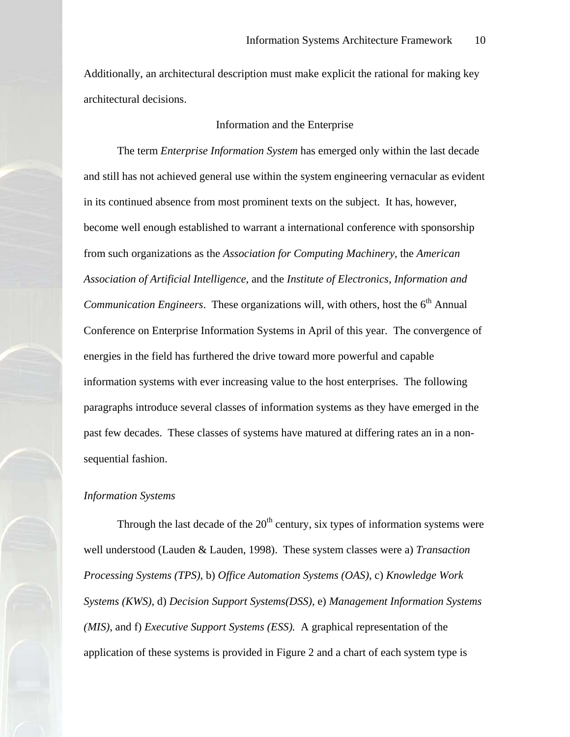Additionally, an architectural description must make explicit the rational for making key architectural decisions.

## Information and the Enterprise

The term *Enterprise Information System* has emerged only within the last decade and still has not achieved general use within the system engineering vernacular as evident in its continued absence from most prominent texts on the subject. It has, however, become well enough established to warrant a international conference with sponsorship from such organizations as the *Association for Computing Machinery*, the *American Association of Artificial Intelligence*, and the *Institute of Electronics, Information and Communication Engineers*. These organizations will, with others, host the 6th Annual Conference on Enterprise Information Systems in April of this year. The convergence of energies in the field has furthered the drive toward more powerful and capable information systems with ever increasing value to the host enterprises. The following paragraphs introduce several classes of information systems as they have emerged in the past few decades. These classes of systems have matured at differing rates an in a non-sequential fashion.

### *Information Systems*

Through the last decade of the 20th century, six types of information systems were well understood (Lauden & Lauden, 1998). These system classes were a) *Transaction Processing Systems (TPS)*, b) *Office Automation Systems (OAS)*, c) *Knowledge Work Systems (KWS)*, d) *Decision Support Systems(DSS)*, e) *Management Information Systems (MIS)*, and f) *Executive Support Systems (ESS).* A graphical representation of the application of these systems is provided in Figure 2 and a chart of each system type is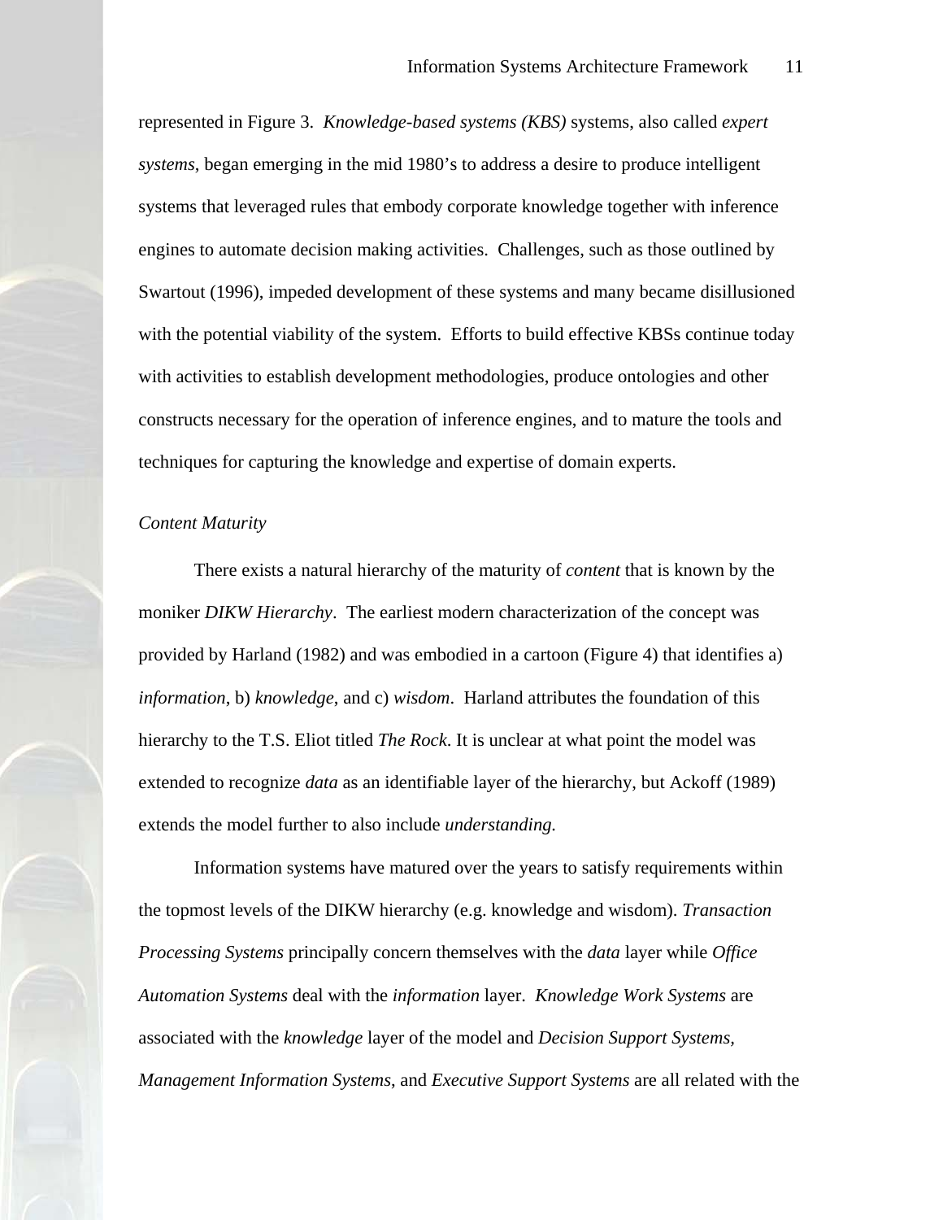represented in Figure 3. *Knowledge-based systems (KBS)* systems, also called *expert systems*, began emerging in the mid 1980's to address a desire to produce intelligent systems that leveraged rules that embody corporate knowledge together with inference engines to automate decision making activities. Challenges, such as those outlined by Swartout (1996), impeded development of these systems and many became disillusioned with the potential viability of the system. Efforts to build effective KBSs continue today with activities to establish development methodologies, produce ontologies and other constructs necessary for the operation of inference engines, and to mature the tools and techniques for capturing the knowledge and expertise of domain experts.

### *Content Maturity*

There exists a natural hierarchy of the maturity of *content* that is known by the moniker *DIKW Hierarchy*. The earliest modern characterization of the concept was provided by Harland (1982) and was embodied in a cartoon (Figure 4) that identifies a) *information*, b) *knowledge*, and c) *wisdom*. Harland attributes the foundation of this hierarchy to the T.S. Eliot titled *The Rock*. It is unclear at what point the model was extended to recognize *data* as an identifiable layer of the hierarchy, but Ackoff (1989) extends the model further to also include *understanding.*

Information systems have matured over the years to satisfy requirements within the topmost levels of the DIKW hierarchy (e.g. knowledge and wisdom). *Transaction Processing Systems* principally concern themselves with the *data* layer while *Office Automation Systems* deal with the *information* layer. *Knowledge Work Systems* are associated with the *knowledge* layer of the model and *Decision Support Systems, Management Information Systems*, and *Executive Support Systems* are all related with the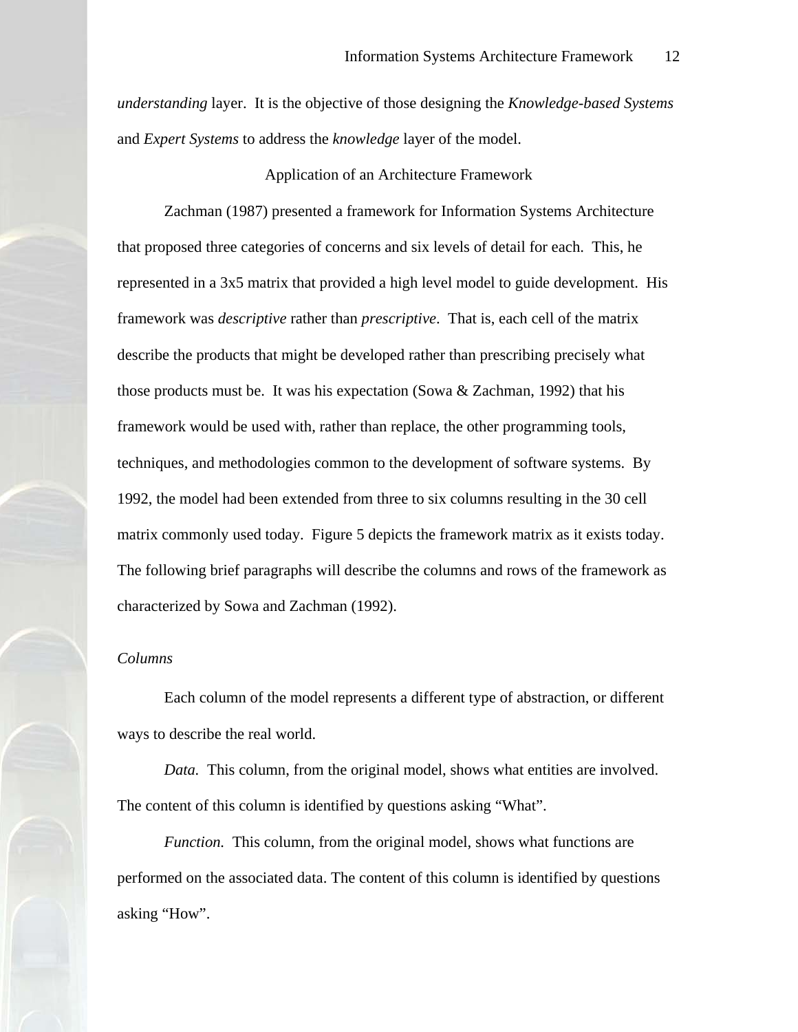*understanding* layer. It is the objective of those designing the *Knowledge-based Systems* and *Expert Systems* to address the *knowledge* layer of the model.

## Application of an Architecture Framework

Zachman (1987) presented a framework for Information Systems Architecture that proposed three categories of concerns and six levels of detail for each. This, he represented in a 3x5 matrix that provided a high level model to guide development. His framework was *descriptive* rather than *prescriptive*. That is, each cell of the matrix describe the products that might be developed rather than prescribing precisely what those products must be. It was his expectation (Sowa & Zachman, 1992) that his framework would be used with, rather than replace, the other programming tools, techniques, and methodologies common to the development of software systems. By 1992, the model had been extended from three to six columns resulting in the 30 cell matrix commonly used today. Figure 5 depicts the framework matrix as it exists today. The following brief paragraphs will describe the columns and rows of the framework as characterized by Sowa and Zachman (1992).

### *Columns*

Each column of the model represents a different type of abstraction, or different ways to describe the real world.

*Data.* This column, from the original model, shows what entities are involved. The content of this column is identified by questions asking "What".

*Function.* This column, from the original model, shows what functions are performed on the associated data. The content of this column is identified by questions asking "How".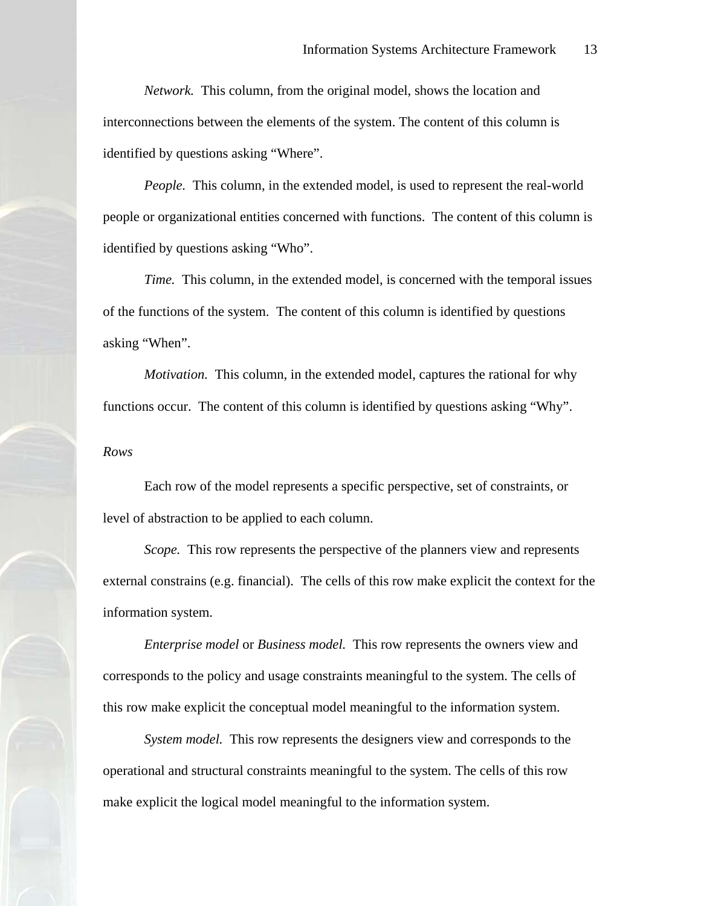*Network.* This column, from the original model, shows the location and interconnections between the elements of the system. The content of this column is identified by questions asking “Where”.

*People.* This column, in the extended model, is used to represent the real-world people or organizational entities concerned with functions. The content of this column is identified by questions asking “Who”.

*Time.* This column, in the extended model, is concerned with the temporal issues of the functions of the system. The content of this column is identified by questions asking “When”.

*Motivation.* This column, in the extended model, captures the rational for why functions occur. The content of this column is identified by questions asking “Why”.

*Rows*

Each row of the model represents a specific perspective, set of constraints, or level of abstraction to be applied to each column.

*Scope.* This row represents the perspective of the planners view and represents external constrains (e.g. financial). The cells of this row make explicit the context for the information system.

*Enterprise model* or *Business model.* This row represents the owners view and corresponds to the policy and usage constraints meaningful to the system. The cells of this row make explicit the conceptual model meaningful to the information system.

*System model.* This row represents the designers view and corresponds to the operational and structural constraints meaningful to the system. The cells of this row make explicit the logical model meaningful to the information system.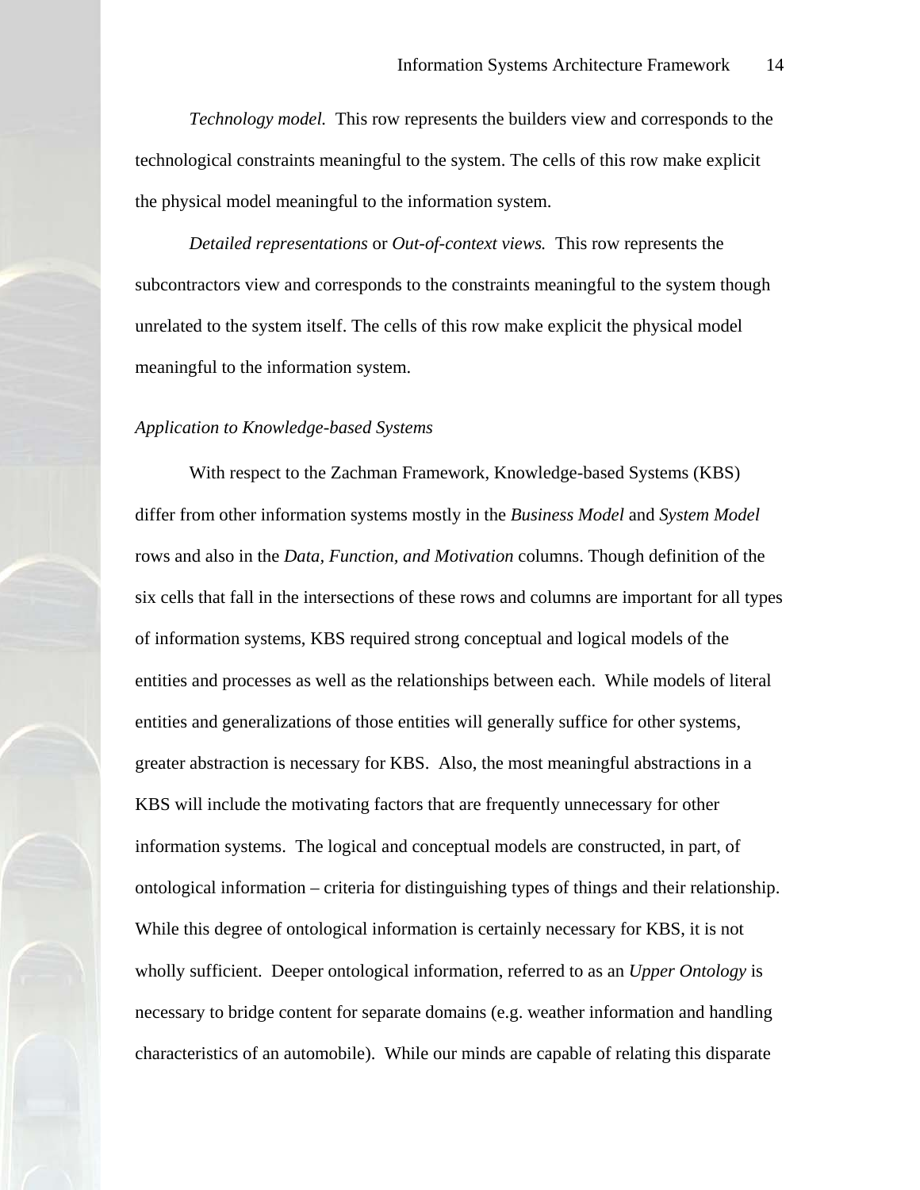*Technology model.* This row represents the builders view and corresponds to the technological constraints meaningful to the system. The cells of this row make explicit the physical model meaningful to the information system.

*Detailed representations* or *Out-of-context views.* This row represents the subcontractors view and corresponds to the constraints meaningful to the system though unrelated to the system itself. The cells of this row make explicit the physical model meaningful to the information system.

### *Application to Knowledge-based Systems*

With respect to the Zachman Framework, Knowledge-based Systems (KBS) differ from other information systems mostly in the *Business Model* and *System Model* rows and also in the *Data, Function, and Motivation* columns. Though definition of the six cells that fall in the intersections of these rows and columns are important for all types of information systems, KBS required strong conceptual and logical models of the entities and processes as well as the relationships between each. While models of literal entities and generalizations of those entities will generally suffice for other systems, greater abstraction is necessary for KBS. Also, the most meaningful abstractions in a KBS will include the motivating factors that are frequently unnecessary for other information systems. The logical and conceptual models are constructed, in part, of ontological information – criteria for distinguishing types of things and their relationship. While this degree of ontological information is certainly necessary for KBS, it is not wholly sufficient. Deeper ontological information, referred to as an *Upper Ontology* is necessary to bridge content for separate domains (e.g. weather information and handling characteristics of an automobile). While our minds are capable of relating this disparate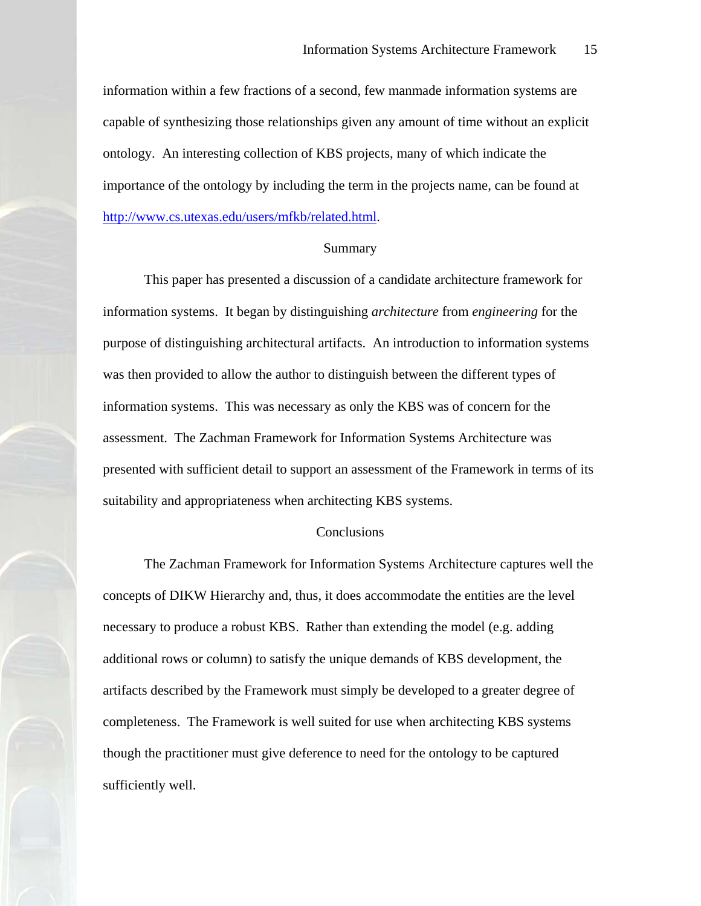information within a few fractions of a second, few manmade information systems are capable of synthesizing those relationships given any amount of time without an explicit ontology. An interesting collection of KBS projects, many of which indicate the importance of the ontology by including the term in the projects name, can be found at http://www.cs.utexas.edu/users/mfkb/related.html.

## Summary

This paper has presented a discussion of a candidate architecture framework for information systems. It began by distinguishing *architecture* from *engineering* for the purpose of distinguishing architectural artifacts. An introduction to information systems was then provided to allow the author to distinguish between the different types of information systems. This was necessary as only the KBS was of concern for the assessment. The Zachman Framework for Information Systems Architecture was presented with sufficient detail to support an assessment of the Framework in terms of its suitability and appropriateness when architecting KBS systems.

## Conclusions

The Zachman Framework for Information Systems Architecture captures well the concepts of DIKW Hierarchy and, thus, it does accommodate the entities are the level necessary to produce a robust KBS. Rather than extending the model (e.g. adding additional rows or column) to satisfy the unique demands of KBS development, the artifacts described by the Framework must simply be developed to a greater degree of completeness. The Framework is well suited for use when architecting KBS systems though the practitioner must give deference to need for the ontology to be captured sufficiently well.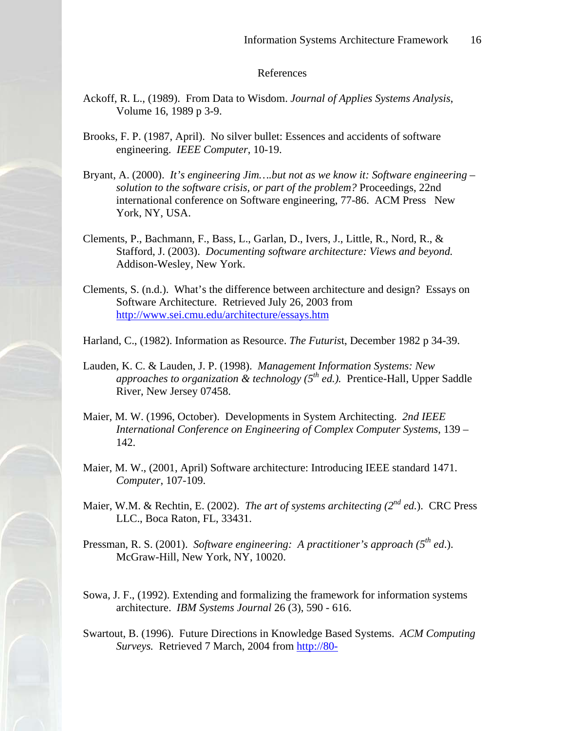# References

Ackoff, R. L., (1989). From Data to Wisdom. *Journal of Applies Systems Analysis*, Volume 16, 1989 p 3-9.

Brooks, F. P. (1987, April). No silver bullet: Essences and accidents of software engineering. *IEEE Computer*, 10-19.

Bryant, A. (2000). *It's engineering Jim….but not as we know it: Software engineering – solution to the software crisis, or part of the problem?* Proceedings, 22nd international conference on Software engineering, 77-86. ACM Press New York, NY, USA.

Clements, P., Bachmann, F., Bass, L., Garlan, D., Ivers, J., Little, R., Nord, R., & Stafford, J. (2003). *Documenting software architecture: Views and beyond.* Addison-Wesley, New York.

Clements, S. (n.d.). What's the difference between architecture and design? Essays on Software Architecture. Retrieved July 26, 2003 from http://www.sei.cmu.edu/architecture/essays.htm

Harland, C., (1982). Information as Resource. *The Futurist*, December 1982 p 34-39.

Lauden, K. C. & Lauden, J. P. (1998). *Management Information Systems: New approaches to organization & technology (5th ed.).* Prentice-Hall, Upper Saddle River, New Jersey 07458.

Maier, M. W. (1996, October). Developments in System Architecting. *2nd IEEE International Conference on Engineering of Complex Computer Systems*, 139 – 142.

Maier, M. W., (2001, April) Software architecture: Introducing IEEE standard 1471. *Computer*, 107-109.

Maier, W.M. & Rechtin, E. (2002). *The art of systems architecting (2nd ed.*). CRC Press LLC., Boca Raton, FL, 33431.

Pressman, R. S. (2001). *Software engineering: A practitioner's approach (5th ed.*). McGraw-Hill, New York, NY, 10020.

Sowa, J. F., (1992). Extending and formalizing the framework for information systems architecture. *IBM Systems Journal* 26 (3), 590 - 616.

Swartout, B. (1996). Future Directions in Knowledge Based Systems. *ACM Computing Surveys.* Retrieved 7 March, 2004 from http://80-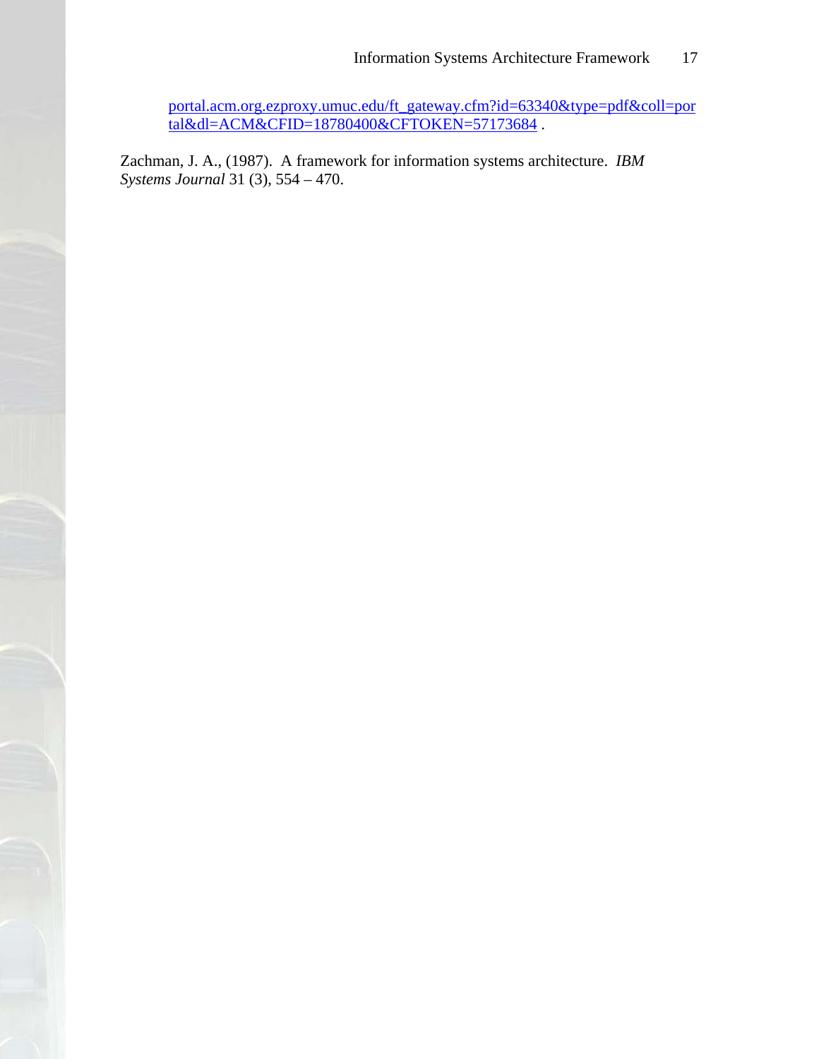portal.acm.org.ezproxy.umuc.edu/ft_gateway.cfm?id=63340&type=pdf&coll=portal&dl=ACM&CFID=18780400&CFTOKEN=57173684 .

Zachman, J. A., (1987). A framework for information systems architecture. *IBM Systems Journal* 31 (3), 554 – 470.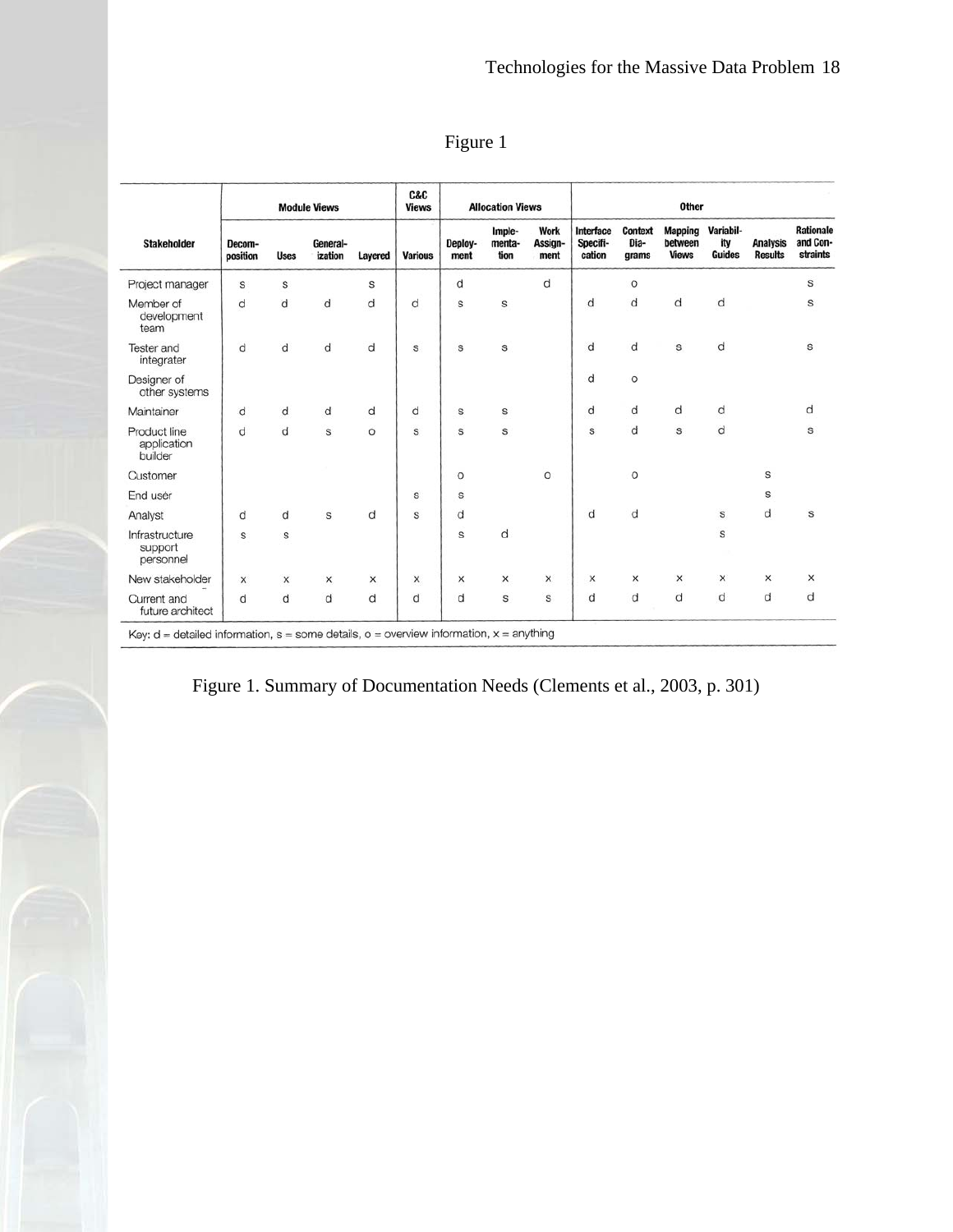Figure 1

| Stakeholder | Module Views | | | | C&C Views | Allocation Views | | | Other | | | | | |
|---|---|---|---|---|---|---|---|---|---|---|---|---|---|---|
| | Decom-position | Uses | General-ization | Layered | Various | Deploy-ment | Imple-menta-tion | Work Assign-ment | Interface Specifi-cation | Context Dia-grams | Mapping between Views | Variabil-ity Guides | Analysis Results | Rationale and Con-straints |
| Project manager | s | s | | s | | d | | d | | o | | | | s |
| Member of development team | d | d | d | d | d | s | s | | d | d | d | d | | s |
| Tester and integrater | d | d | d | d | s | s | s | | d | d | s | d | | s |
| Designer of other systems | | | | | | | | | d | o | | | | |
| Maintainer | d | d | d | d | d | s | s | | d | d | d | d | | d |
| Product line application builder | d | d | s | o | s | s | s | | s | d | s | d | | s |
| Customer | | | | | | o | | o | | o | | | s | |
| End user | | | | | s | s | | | | | | | s | |
| Analyst | d | d | s | d | s | d | | | d | d | | s | d | s |
| Infrastructure support personnel | s | s | | | | s | d | | | | | s | | |
| New stakeholder | x | x | x | x | x | x | x | x | x | x | x | x | x | x |
| Current and future architect | d | d | d | d | d | d | s | s | d | d | d | d | d | d |

Key: d = detailed information, s = some details, o = overview information, x = anything

Figure 1. Summary of Documentation Needs (Clements et al., 2003, p. 301)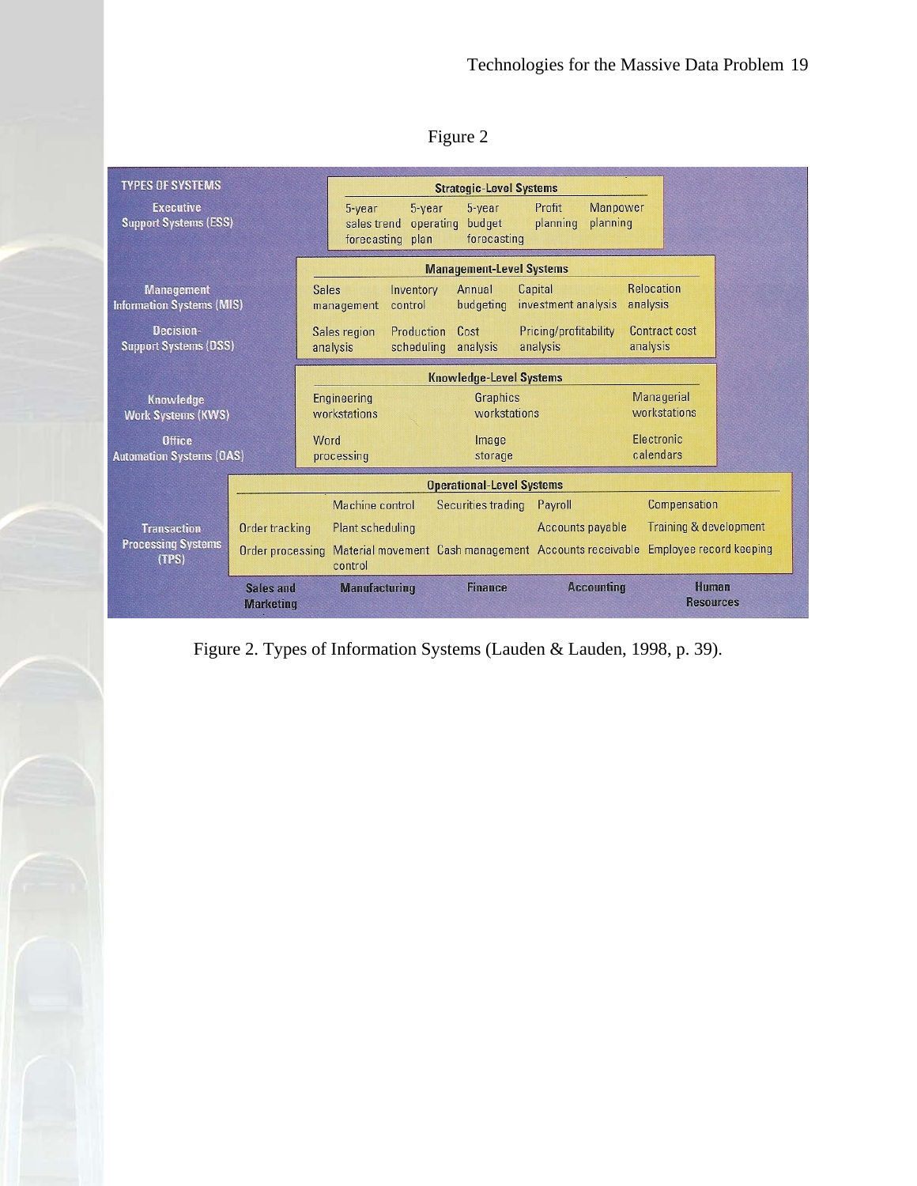Figure 2

| TYPES OF SYSTEMS | | | | | |
|---|---|---|---|---|---|
| | **Strategic-Level Systems** | | | | |
| Executive Support Systems (ESS) | 5-year sales trend forecasting | 5-year operating plan | 5-year budget forecasting | Profit planning | Manpower planning |
| | **Management-Level Systems** | | | | |
| Management Information Systems (MIS) | Sales management | Inventory control | Annual budgeting | Capital investment analysis | Relocation analysis |
| Decision-Support Systems (DSS) | Sales region analysis | Production scheduling | Cost analysis | Pricing/profitability analysis | Contract cost analysis |
| | **Knowledge-Level Systems** | | | | |
| Knowledge Work Systems (KWS) | Engineering workstations | | Graphics workstations | | Managerial workstations |
| Office Automation Systems (OAS) | Word processing | | Image storage | | Electronic calendars |
| | **Operational-Level Systems** | | | | |
| Transaction Processing Systems (TPS) | | Machine control | Securities trading | Payroll | Compensation |
| | Order tracking | Plant scheduling | | Accounts payable | Training & development |
| | Order processing | Material movement control | Cash management | Accounts receivable | Employee record keeping |
| | Sales and Marketing | Manufacturing | Finance | Accounting | Human Resources |

Figure 2. Types of Information Systems (Lauden & Lauden, 1998, p. 39).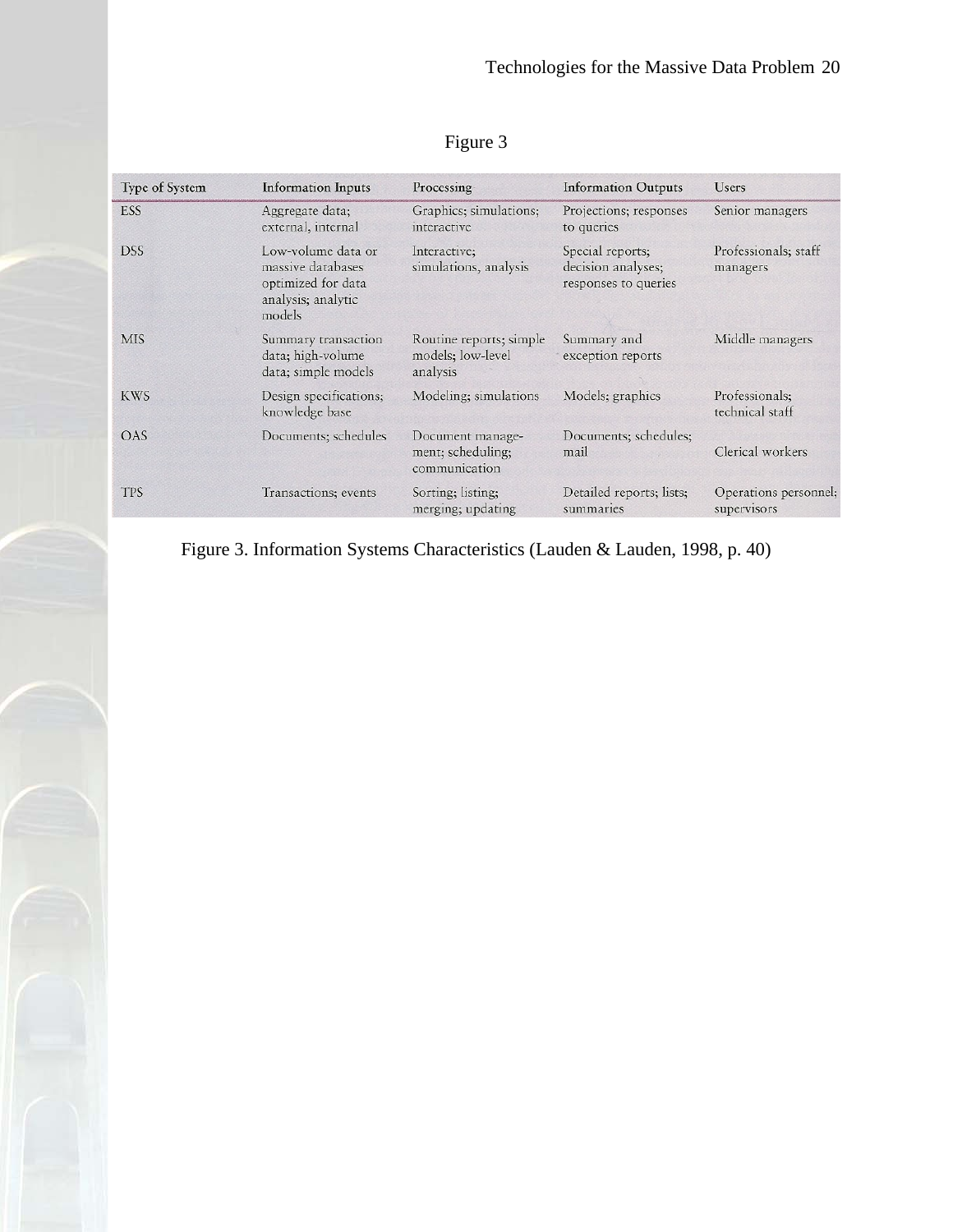Figure 3

| Type of System | Information Inputs | Processing | Information Outputs | Users |
|---|---|---|---|---|
| ESS | Aggregate data; external, internal | Graphics; simulations; interactive | Projections; responses to queries | Senior managers |
| DSS | Low-volume data or massive databases optimized for data analysis; analytic models | Interactive; simulations, analysis | Special reports; decision analyses; responses to queries | Professionals; staff managers |
| MIS | Summary transaction data; high-volume data; simple models | Routine reports; simple models; low-level analysis | Summary and exception reports | Middle managers |
| KWS | Design specifications; knowledge base | Modeling; simulations | Models; graphics | Professionals; technical staff |
| OAS | Documents; schedules | Document management; scheduling; communication | Documents; schedules; mail | Clerical workers |
| TPS | Transactions; events | Sorting; listing; merging; updating | Detailed reports; lists; summaries | Operations personnel; supervisors |

Figure 3. Information Systems Characteristics (Lauden & Lauden, 1998, p. 40)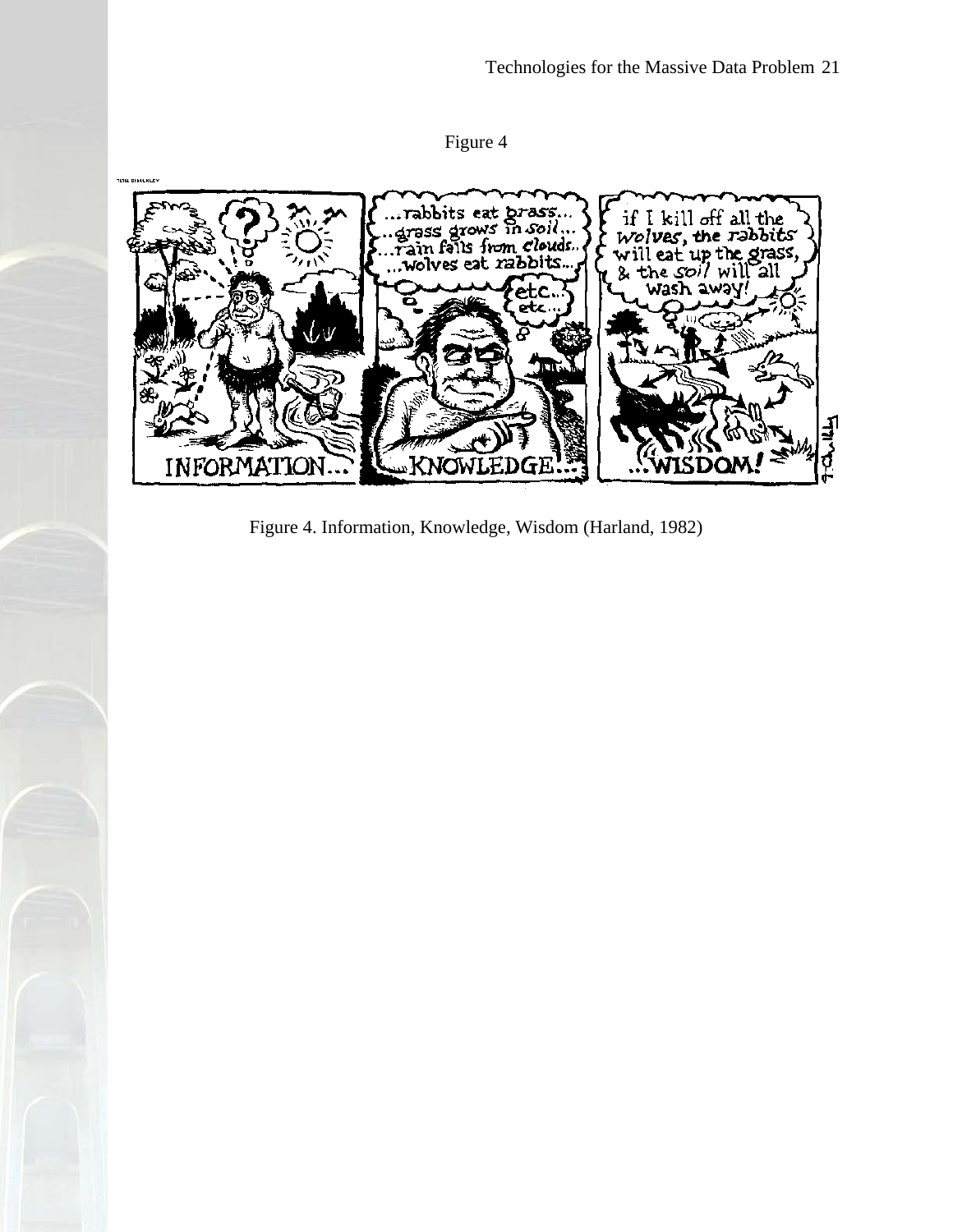Figure 4

Figure 4. Information, Knowledge, Wisdom (Harland, 1982)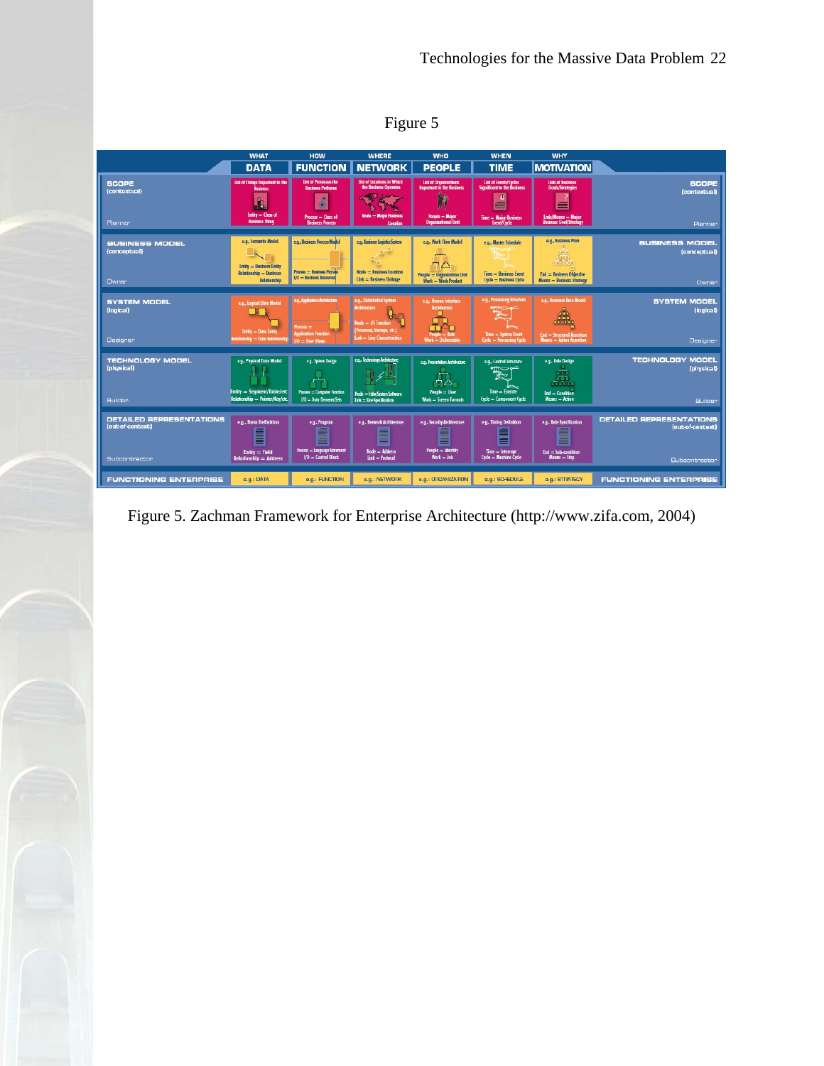Figure 5

Figure 5. Zachman Framework for Enterprise Architecture (http://www.zifa.com, 2004)